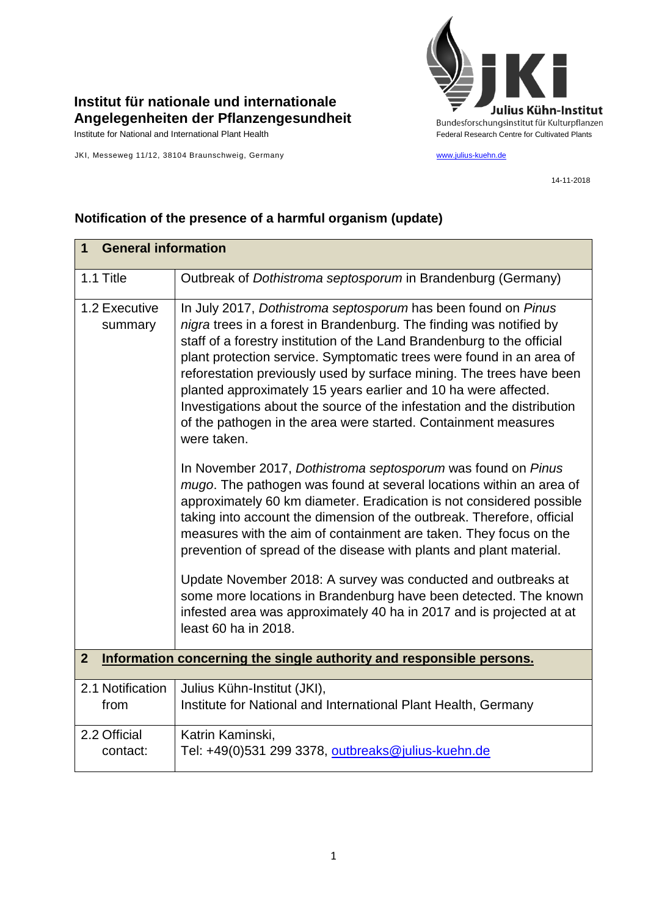**Institut für nationale und internationale Angelegenheiten der Pflanzengesundheit**

Institute for National and International Plant Health

Julius Kühn-Institut
Bundesforschungsinstitut für Kulturpflanzen
Federal Research Centre for Cultivated Plants

JKI, Messeweg 11/12, 38104 Braunschweig, Germany

www.julius-kuehn.de

14-11-2018

## Notification of the presence of a harmful organism (update)

| **1 General information** | |
|---|---|
| 1.1 Title | Outbreak of *Dothistroma septosporum* in Brandenburg (Germany) |
| 1.2 Executive summary | In July 2017, *Dothistroma septosporum* has been found on *Pinus nigra* trees in a forest in Brandenburg. The finding was notified by staff of a forestry institution of the Land Brandenburg to the official plant protection service. Symptomatic trees were found in an area of reforestation previously used by surface mining. The trees have been planted approximately 15 years earlier and 10 ha were affected. Investigations about the source of the infestation and the distribution of the pathogen in the area were started. Containment measures were taken.<br><br>In November 2017, *Dothistroma septosporum* was found on *Pinus mugo*. The pathogen was found at several locations within an area of approximately 60 km diameter. Eradication is not considered possible taking into account the dimension of the outbreak. Therefore, official measures with the aim of containment are taken. They focus on the prevention of spread of the disease with plants and plant material.<br><br>Update November 2018: A survey was conducted and outbreaks at some more locations in Brandenburg have been detected. The known infested area was approximately 40 ha in 2017 and is projected at at least 60 ha in 2018. |
| **2 Information concerning the single authority and responsible persons.** | |
| 2.1 Notification from | Julius Kühn-Institut (JKI),<br>Institute for National and International Plant Health, Germany |
| 2.2 Official contact: | Katrin Kaminski,<br>Tel: +49(0)531 299 3378, outbreaks@julius-kuehn.de |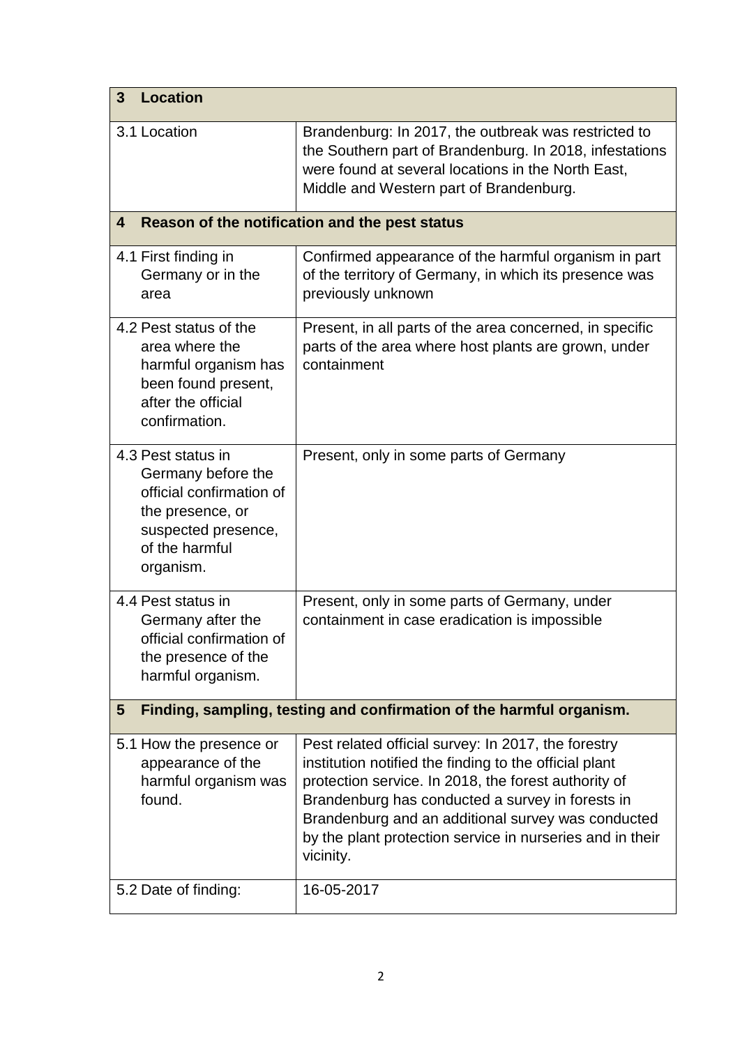| **3 Location** | |
|---|---|
| 3.1 Location | Brandenburg: In 2017, the outbreak was restricted to the Southern part of Brandenburg. In 2018, infestations were found at several locations in the North East, Middle and Western part of Brandenburg. |
| **4 Reason of the notification and the pest status** | |
| 4.1 First finding in Germany or in the area | Confirmed appearance of the harmful organism in part of the territory of Germany, in which its presence was previously unknown |
| 4.2 Pest status of the area where the harmful organism has been found present, after the official confirmation. | Present, in all parts of the area concerned, in specific parts of the area where host plants are grown, under containment |
| 4.3 Pest status in Germany before the official confirmation of the presence, or suspected presence, of the harmful organism. | Present, only in some parts of Germany |
| 4.4 Pest status in Germany after the official confirmation of the presence of the harmful organism. | Present, only in some parts of Germany, under containment in case eradication is impossible |
| **5 Finding, sampling, testing and confirmation of the harmful organism.** | |
| 5.1 How the presence or appearance of the harmful organism was found. | Pest related official survey: In 2017, the forestry institution notified the finding to the official plant protection service. In 2018, the forest authority of Brandenburg has conducted a survey in forests in Brandenburg and an additional survey was conducted by the plant protection service in nurseries and in their vicinity. |
| 5.2 Date of finding: | 16-05-2017 |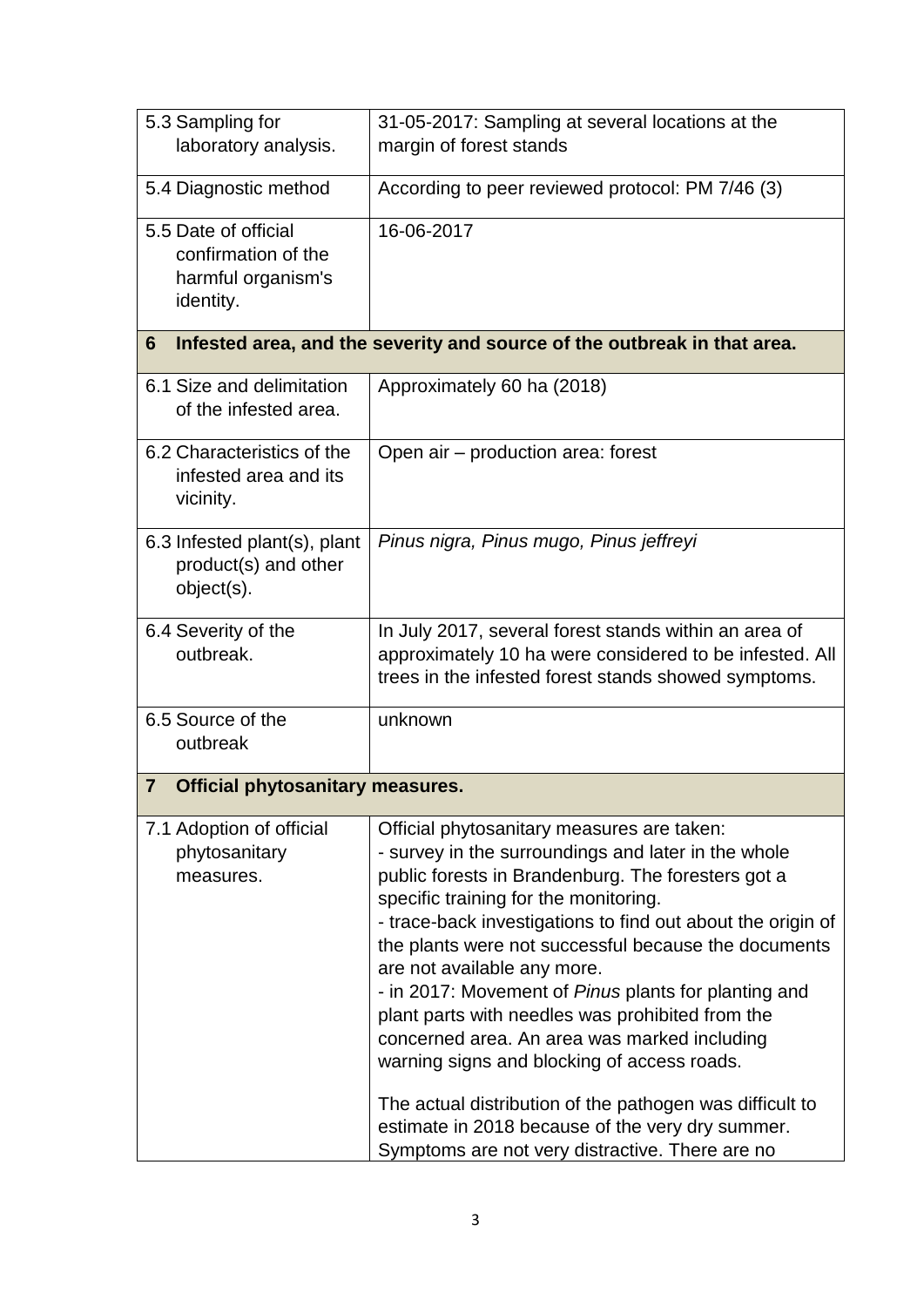| | |
|---|---|
| 5.3 Sampling for laboratory analysis. | 31-05-2017: Sampling at several locations at the margin of forest stands |
| 5.4 Diagnostic method | According to peer reviewed protocol: PM 7/46 (3) |
| 5.5 Date of official confirmation of the harmful organism's identity. | 16-06-2017 |
| **6 Infested area, and the severity and source of the outbreak in that area.** | |
| 6.1 Size and delimitation of the infested area. | Approximately 60 ha (2018) |
| 6.2 Characteristics of the infested area and its vicinity. | Open air – production area: forest |
| 6.3 Infested plant(s), plant product(s) and other object(s). | *Pinus nigra, Pinus mugo, Pinus jeffreyi* |
| 6.4 Severity of the outbreak. | In July 2017, several forest stands within an area of approximately 10 ha were considered to be infested. All trees in the infested forest stands showed symptoms. |
| 6.5 Source of the outbreak | unknown |
| **7 Official phytosanitary measures.** | |
| 7.1 Adoption of official phytosanitary measures. | Official phytosanitary measures are taken:<br>- survey in the surroundings and later in the whole public forests in Brandenburg. The foresters got a specific training for the monitoring.<br>- trace-back investigations to find out about the origin of the plants were not successful because the documents are not available any more.<br>- in 2017: Movement of *Pinus* plants for planting and plant parts with needles was prohibited from the concerned area. An area was marked including warning signs and blocking of access roads.<br><br>The actual distribution of the pathogen was difficult to estimate in 2018 because of the very dry summer. Symptoms are not very distractive. There are no |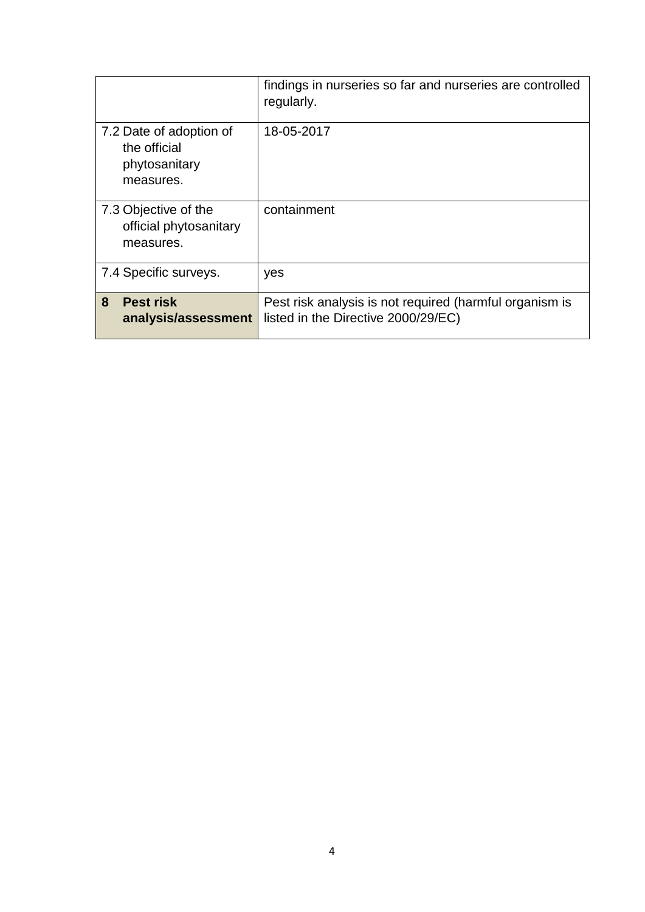| | |
|---|---|
| | findings in nurseries so far and nurseries are controlled regularly. |
| 7.2 Date of adoption of the official phytosanitary measures. | 18-05-2017 |
| 7.3 Objective of the official phytosanitary measures. | containment |
| 7.4 Specific surveys. | yes |
| **8 Pest risk analysis/assessment** | Pest risk analysis is not required (harmful organism is listed in the Directive 2000/29/EC) |